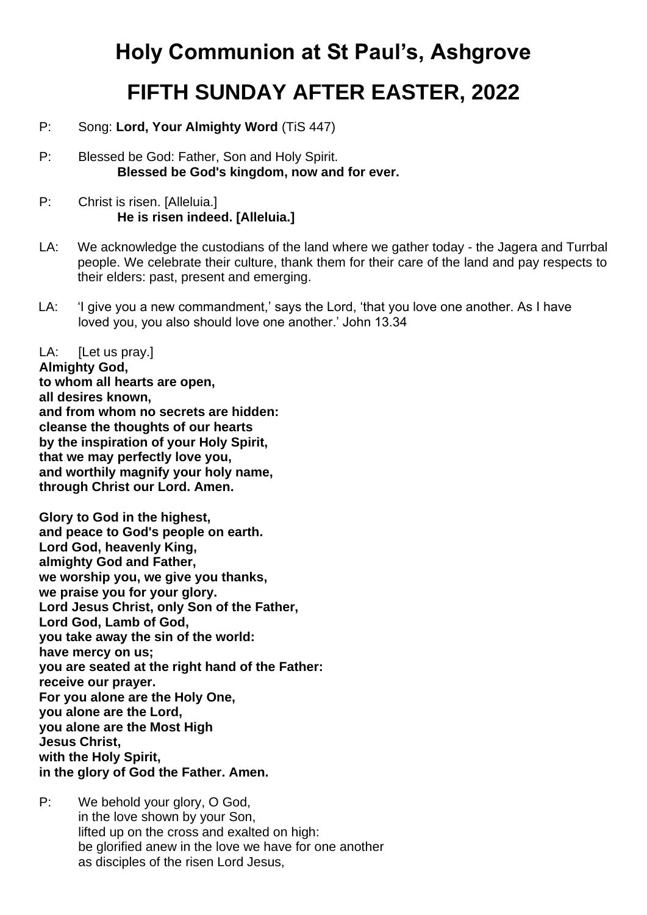# Holy Communion at St Paul's, Ashgrove

# FIFTH SUNDAY AFTER EASTER, 2022

P: Song: **Lord, Your Almighty Word** (TiS 447)

P: Blessed be God: Father, Son and Holy Spirit.
**Blessed be God's kingdom, now and for ever.**

P: Christ is risen. [Alleluia.]
**He is risen indeed. [Alleluia.]**

LA: We acknowledge the custodians of the land where we gather today - the Jagera and Turrbal people. We celebrate their culture, thank them for their care of the land and pay respects to their elders: past, present and emerging.

LA: 'I give you a new commandment,' says the Lord, 'that you love one another. As I have loved you, you also should love one another.' John 13.34

LA: [Let us pray.]
**Almighty God,**
**to whom all hearts are open,**
**all desires known,**
**and from whom no secrets are hidden:**
**cleanse the thoughts of our hearts**
**by the inspiration of your Holy Spirit,**
**that we may perfectly love you,**
**and worthily magnify your holy name,**
**through Christ our Lord. Amen.**

**Glory to God in the highest,**
**and peace to God's people on earth.**
**Lord God, heavenly King,**
**almighty God and Father,**
**we worship you, we give you thanks,**
**we praise you for your glory.**
**Lord Jesus Christ, only Son of the Father,**
**Lord God, Lamb of God,**
**you take away the sin of the world:**
**have mercy on us;**
**you are seated at the right hand of the Father:**
**receive our prayer.**
**For you alone are the Holy One,**
**you alone are the Lord,**
**you alone are the Most High**
**Jesus Christ,**
**with the Holy Spirit,**
**in the glory of God the Father. Amen.**

P: We behold your glory, O God,
in the love shown by your Son,
lifted up on the cross and exalted on high:
be glorified anew in the love we have for one another
as disciples of the risen Lord Jesus,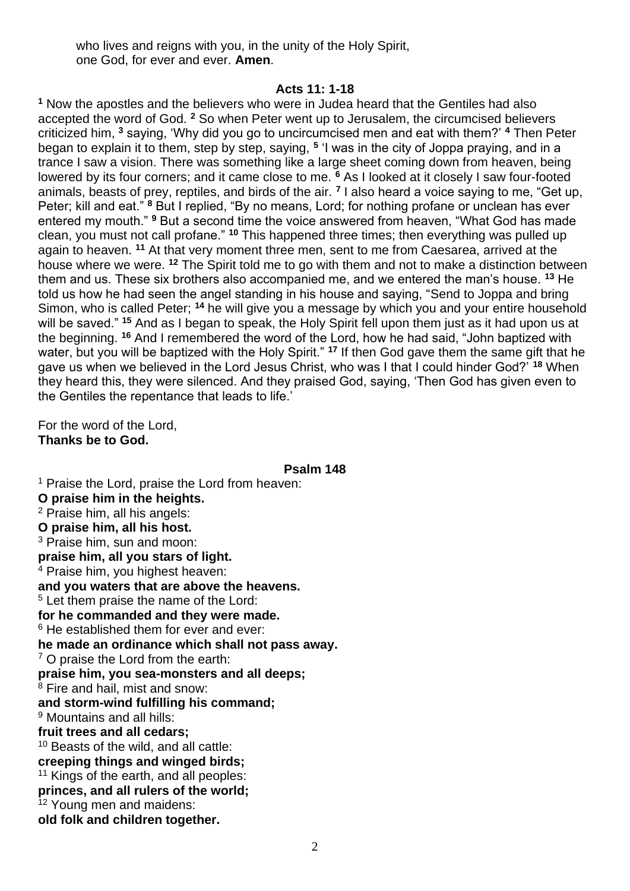who lives and reigns with you, in the unity of the Holy Spirit,
one God, for ever and ever. **Amen**.

## Acts 11: 1-18

**1** Now the apostles and the believers who were in Judea heard that the Gentiles had also accepted the word of God. **2** So when Peter went up to Jerusalem, the circumcised believers criticized him, **3** saying, 'Why did you go to uncircumcised men and eat with them?' **4** Then Peter began to explain it to them, step by step, saying, **5** 'I was in the city of Joppa praying, and in a trance I saw a vision. There was something like a large sheet coming down from heaven, being lowered by its four corners; and it came close to me. **6** As I looked at it closely I saw four-footed animals, beasts of prey, reptiles, and birds of the air. **7** I also heard a voice saying to me, "Get up, Peter; kill and eat." **8** But I replied, "By no means, Lord; for nothing profane or unclean has ever entered my mouth." **9** But a second time the voice answered from heaven, "What God has made clean, you must not call profane." **10** This happened three times; then everything was pulled up again to heaven. **11** At that very moment three men, sent to me from Caesarea, arrived at the house where we were. **12** The Spirit told me to go with them and not to make a distinction between them and us. These six brothers also accompanied me, and we entered the man's house. **13** He told us how he had seen the angel standing in his house and saying, "Send to Joppa and bring Simon, who is called Peter; **14** he will give you a message by which you and your entire household will be saved." **15** And as I began to speak, the Holy Spirit fell upon them just as it had upon us at the beginning. **16** And I remembered the word of the Lord, how he had said, "John baptized with water, but you will be baptized with the Holy Spirit." **17** If then God gave them the same gift that he gave us when we believed in the Lord Jesus Christ, who was I that I could hinder God?' **18** When they heard this, they were silenced. And they praised God, saying, 'Then God has given even to the Gentiles the repentance that leads to life.'

For the word of the Lord,
**Thanks be to God.**

## Psalm 148

1 Praise the Lord, praise the Lord from heaven:
**O praise him in the heights.**
2 Praise him, all his angels:
**O praise him, all his host.**
3 Praise him, sun and moon:
**praise him, all you stars of light.**
4 Praise him, you highest heaven:
**and you waters that are above the heavens.**
5 Let them praise the name of the Lord:
**for he commanded and they were made.**
6 He established them for ever and ever:
**he made an ordinance which shall not pass away.**
7 O praise the Lord from the earth:
**praise him, you sea-monsters and all deeps;**
8 Fire and hail, mist and snow:
**and storm-wind fulfilling his command;**
9 Mountains and all hills:
**fruit trees and all cedars;**
10 Beasts of the wild, and all cattle:
**creeping things and winged birds;**
11 Kings of the earth, and all peoples:
**princes, and all rulers of the world;**
12 Young men and maidens:
**old folk and children together.**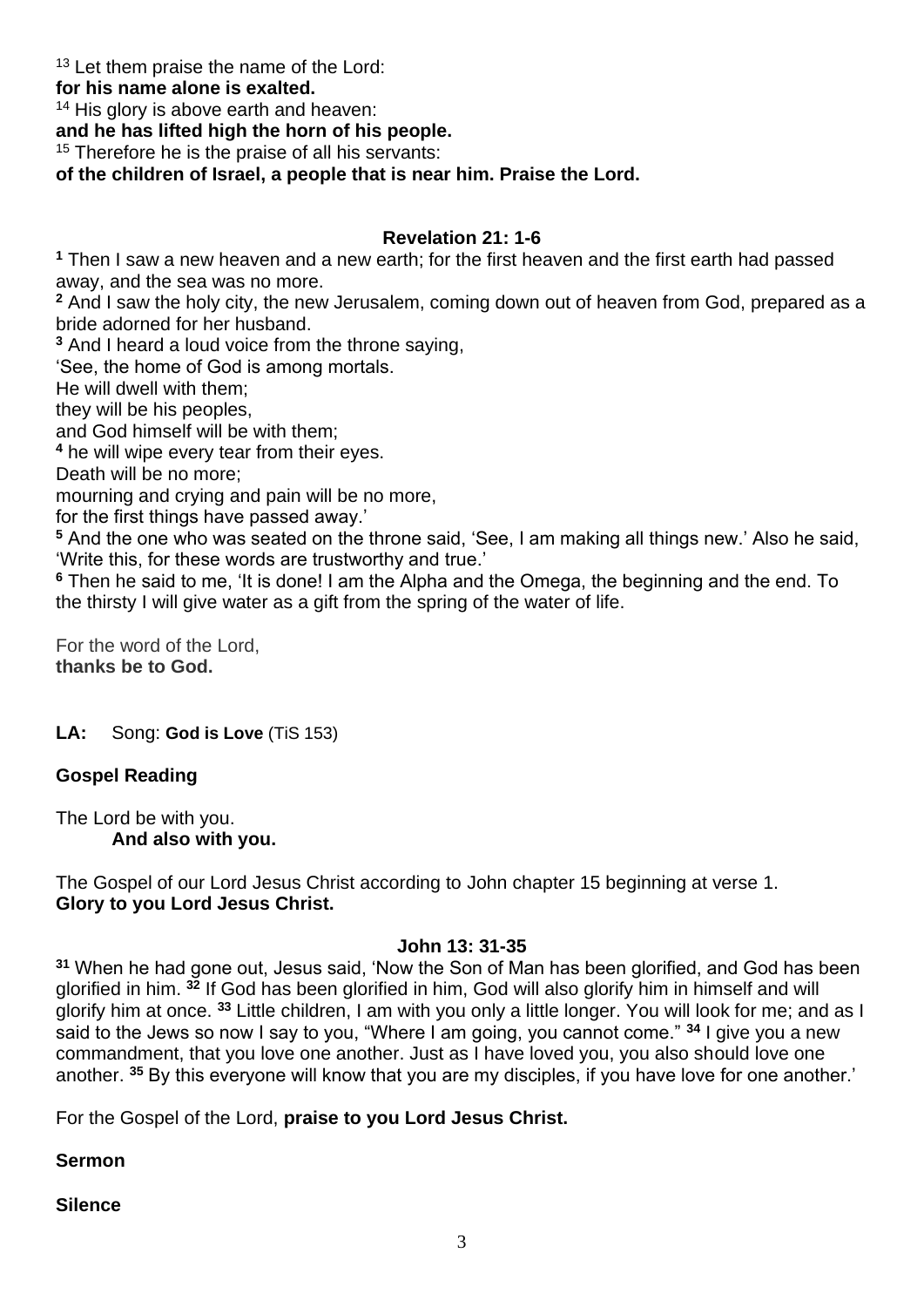[13] Let them praise the name of the Lord:
**for his name alone is exalted.**
[14] His glory is above earth and heaven:
**and he has lifted high the horn of his people.**
[15] Therefore he is the praise of all his servants:
**of the children of Israel, a people that is near him. Praise the Lord.**

### Revelation 21: 1-6

**[1]** Then I saw a new heaven and a new earth; for the first heaven and the first earth had passed away, and the sea was no more.
**[2]** And I saw the holy city, the new Jerusalem, coming down out of heaven from God, prepared as a bride adorned for her husband.
**[3]** And I heard a loud voice from the throne saying,
'See, the home of God is among mortals.
He will dwell with them;
they will be his peoples,
and God himself will be with them;
**[4]** he will wipe every tear from their eyes.
Death will be no more;
mourning and crying and pain will be no more,
for the first things have passed away.'
**[5]** And the one who was seated on the throne said, 'See, I am making all things new.' Also he said, 'Write this, for these words are trustworthy and true.'
**[6]** Then he said to me, 'It is done! I am the Alpha and the Omega, the beginning and the end. To the thirsty I will give water as a gift from the spring of the water of life.

For the word of the Lord,
**thanks be to God.**

**LA:** Song: **God is Love** (TiS 153)

**Gospel Reading**

The Lord be with you.
**And also with you.**

The Gospel of our Lord Jesus Christ according to John chapter 15 beginning at verse 1.
**Glory to you Lord Jesus Christ.**

### John 13: 31-35

**[31]** When he had gone out, Jesus said, 'Now the Son of Man has been glorified, and God has been glorified in him. **[32]** If God has been glorified in him, God will also glorify him in himself and will glorify him at once. **[33]** Little children, I am with you only a little longer. You will look for me; and as I said to the Jews so now I say to you, "Where I am going, you cannot come." **[34]** I give you a new commandment, that you love one another. Just as I have loved you, you also should love one another. **[35]** By this everyone will know that you are my disciples, if you have love for one another.'

For the Gospel of the Lord, **praise to you Lord Jesus Christ.**

**Sermon**

**Silence**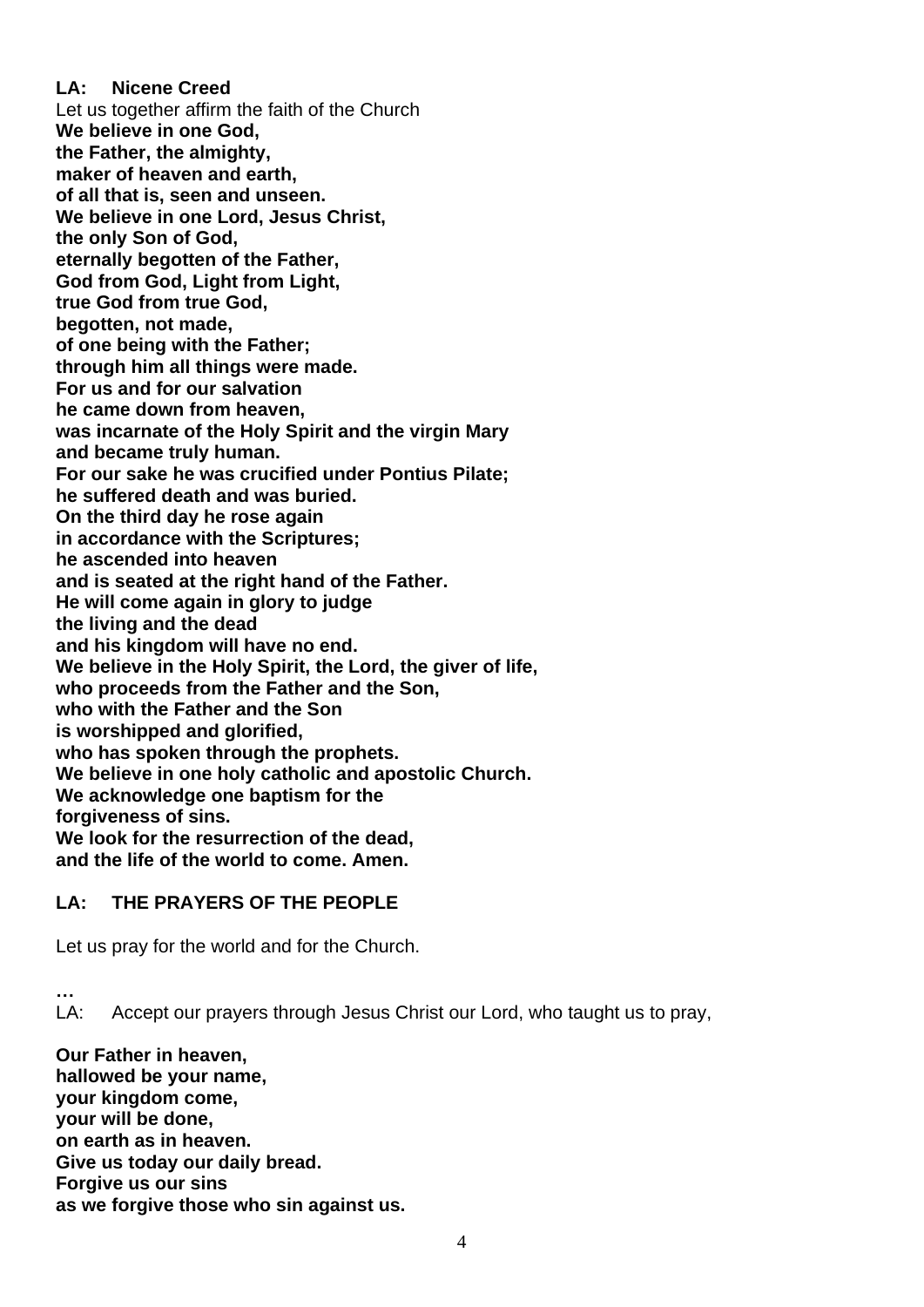**LA: Nicene Creed**

Let us together affirm the faith of the Church

**We believe in one God,**
**the Father, the almighty,**
**maker of heaven and earth,**
**of all that is, seen and unseen.**
**We believe in one Lord, Jesus Christ,**
**the only Son of God,**
**eternally begotten of the Father,**
**God from God, Light from Light,**
**true God from true God,**
**begotten, not made,**
**of one being with the Father;**
**through him all things were made.**
**For us and for our salvation**
**he came down from heaven,**
**was incarnate of the Holy Spirit and the virgin Mary**
**and became truly human.**
**For our sake he was crucified under Pontius Pilate;**
**he suffered death and was buried.**
**On the third day he rose again**
**in accordance with the Scriptures;**
**he ascended into heaven**
**and is seated at the right hand of the Father.**
**He will come again in glory to judge**
**the living and the dead**
**and his kingdom will have no end.**
**We believe in the Holy Spirit, the Lord, the giver of life,**
**who proceeds from the Father and the Son,**
**who with the Father and the Son**
**is worshipped and glorified,**
**who has spoken through the prophets.**
**We believe in one holy catholic and apostolic Church.**
**We acknowledge one baptism for the**
**forgiveness of sins.**
**We look for the resurrection of the dead,**
**and the life of the world to come. Amen.**

**LA: THE PRAYERS OF THE PEOPLE**

Let us pray for the world and for the Church.

**…**

LA: Accept our prayers through Jesus Christ our Lord, who taught us to pray,

**Our Father in heaven,**
**hallowed be your name,**
**your kingdom come,**
**your will be done,**
**on earth as in heaven.**
**Give us today our daily bread.**
**Forgive us our sins**
**as we forgive those who sin against us.**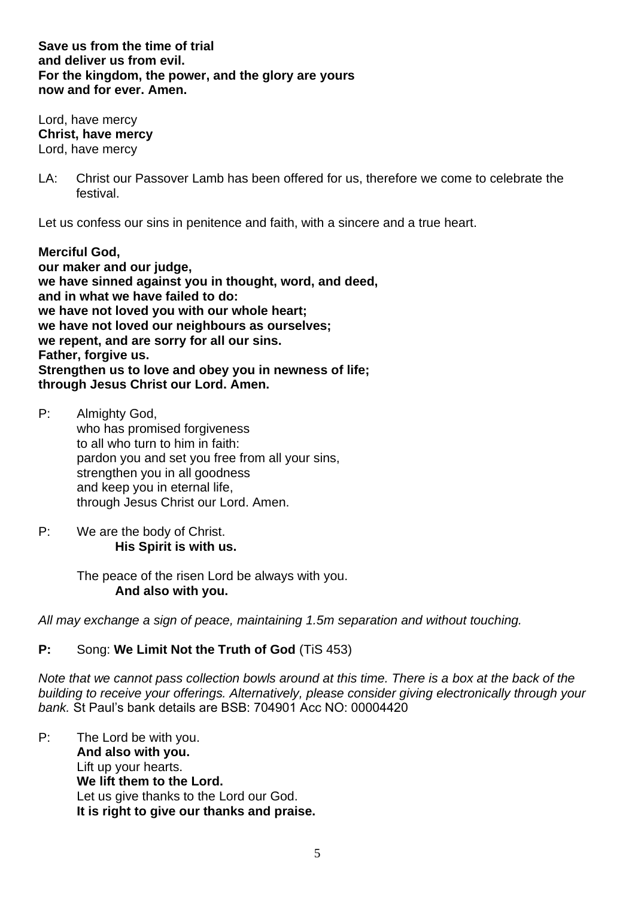**Save us from the time of trial**
**and deliver us from evil.**
**For the kingdom, the power, and the glory are yours**
**now and for ever. Amen.**

Lord, have mercy
**Christ, have mercy**
Lord, have mercy

LA: Christ our Passover Lamb has been offered for us, therefore we come to celebrate the festival.

Let us confess our sins in penitence and faith, with a sincere and a true heart.

**Merciful God,**
**our maker and our judge,**
**we have sinned against you in thought, word, and deed,**
**and in what we have failed to do:**
**we have not loved you with our whole heart;**
**we have not loved our neighbours as ourselves;**
**we repent, and are sorry for all our sins.**
**Father, forgive us.**
**Strengthen us to love and obey you in newness of life;**
**through Jesus Christ our Lord. Amen.**

P: Almighty God,
who has promised forgiveness
to all who turn to him in faith:
pardon you and set you free from all your sins,
strengthen you in all goodness
and keep you in eternal life,
through Jesus Christ our Lord. Amen.

P: We are the body of Christ.
**His Spirit is with us.**

The peace of the risen Lord be always with you.
**And also with you.**

*All may exchange a sign of peace, maintaining 1.5m separation and without touching.*

**P:** Song: **We Limit Not the Truth of God** (TiS 453)

*Note that we cannot pass collection bowls around at this time. There is a box at the back of the building to receive your offerings. Alternatively, please consider giving electronically through your bank.* St Paul's bank details are BSB: 704901 Acc NO: 00004420

P: The Lord be with you.
**And also with you.**
Lift up your hearts.
**We lift them to the Lord.**
Let us give thanks to the Lord our God.
**It is right to give our thanks and praise.**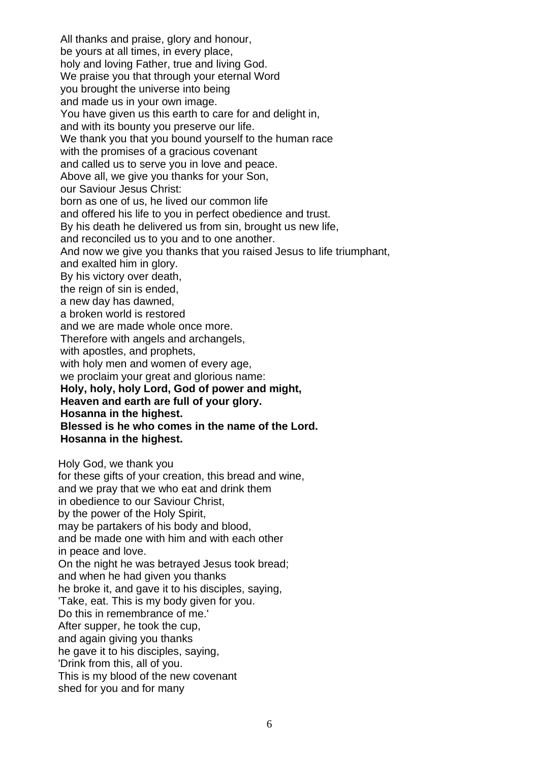All thanks and praise, glory and honour,
be yours at all times, in every place,
holy and loving Father, true and living God.
We praise you that through your eternal Word
you brought the universe into being
and made us in your own image.
You have given us this earth to care for and delight in,
and with its bounty you preserve our life.
We thank you that you bound yourself to the human race
with the promises of a gracious covenant
and called us to serve you in love and peace.
Above all, we give you thanks for your Son,
our Saviour Jesus Christ:
born as one of us, he lived our common life
and offered his life to you in perfect obedience and trust.
By his death he delivered us from sin, brought us new life,
and reconciled us to you and to one another.
And now we give you thanks that you raised Jesus to life triumphant,
and exalted him in glory.
By his victory over death,
the reign of sin is ended,
a new day has dawned,
a broken world is restored
and we are made whole once more.
Therefore with angels and archangels,
with apostles, and prophets,
with holy men and women of every age,
we proclaim your great and glorious name:
**Holy, holy, holy Lord, God of power and might,**
**Heaven and earth are full of your glory.**
**Hosanna in the highest.**
**Blessed is he who comes in the name of the Lord.**
**Hosanna in the highest.**

Holy God, we thank you
for these gifts of your creation, this bread and wine,
and we pray that we who eat and drink them
in obedience to our Saviour Christ,
by the power of the Holy Spirit,
may be partakers of his body and blood,
and be made one with him and with each other
in peace and love.
On the night he was betrayed Jesus took bread;
and when he had given you thanks
he broke it, and gave it to his disciples, saying,
'Take, eat. This is my body given for you.
Do this in remembrance of me.'
After supper, he took the cup,
and again giving you thanks
he gave it to his disciples, saying,
'Drink from this, all of you.
This is my blood of the new covenant
shed for you and for many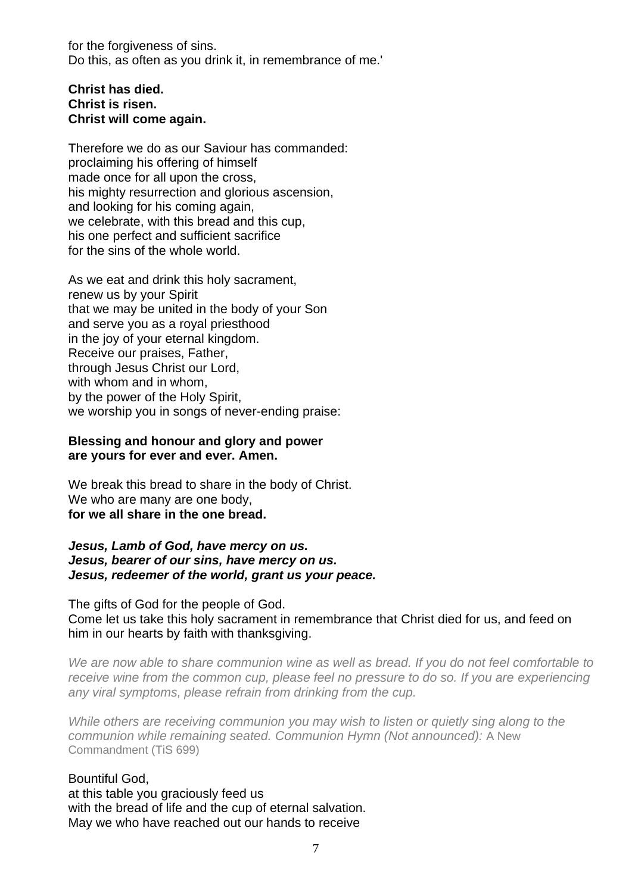for the forgiveness of sins.
Do this, as often as you drink it, in remembrance of me.'

**Christ has died.**
**Christ is risen.**
**Christ will come again.**

Therefore we do as our Saviour has commanded:
proclaiming his offering of himself
made once for all upon the cross,
his mighty resurrection and glorious ascension,
and looking for his coming again,
we celebrate, with this bread and this cup,
his one perfect and sufficient sacrifice
for the sins of the whole world.

As we eat and drink this holy sacrament,
renew us by your Spirit
that we may be united in the body of your Son
and serve you as a royal priesthood
in the joy of your eternal kingdom.
Receive our praises, Father,
through Jesus Christ our Lord,
with whom and in whom,
by the power of the Holy Spirit,
we worship you in songs of never-ending praise:

**Blessing and honour and glory and power**
**are yours for ever and ever. Amen.**

We break this bread to share in the body of Christ.
We who are many are one body,
**for we all share in the one bread.**

***Jesus, Lamb of God, have mercy on us.***
***Jesus, bearer of our sins, have mercy on us.***
***Jesus, redeemer of the world, grant us your peace.***

The gifts of God for the people of God.
Come let us take this holy sacrament in remembrance that Christ died for us, and feed on him in our hearts by faith with thanksgiving.

*We are now able to share communion wine as well as bread. If you do not feel comfortable to receive wine from the common cup, please feel no pressure to do so. If you are experiencing any viral symptoms, please refrain from drinking from the cup.*

*While others are receiving communion you may wish to listen or quietly sing along to the communion while remaining seated. Communion Hymn (Not announced):* A New Commandment (TiS 699)

Bountiful God,
at this table you graciously feed us
with the bread of life and the cup of eternal salvation.
May we who have reached out our hands to receive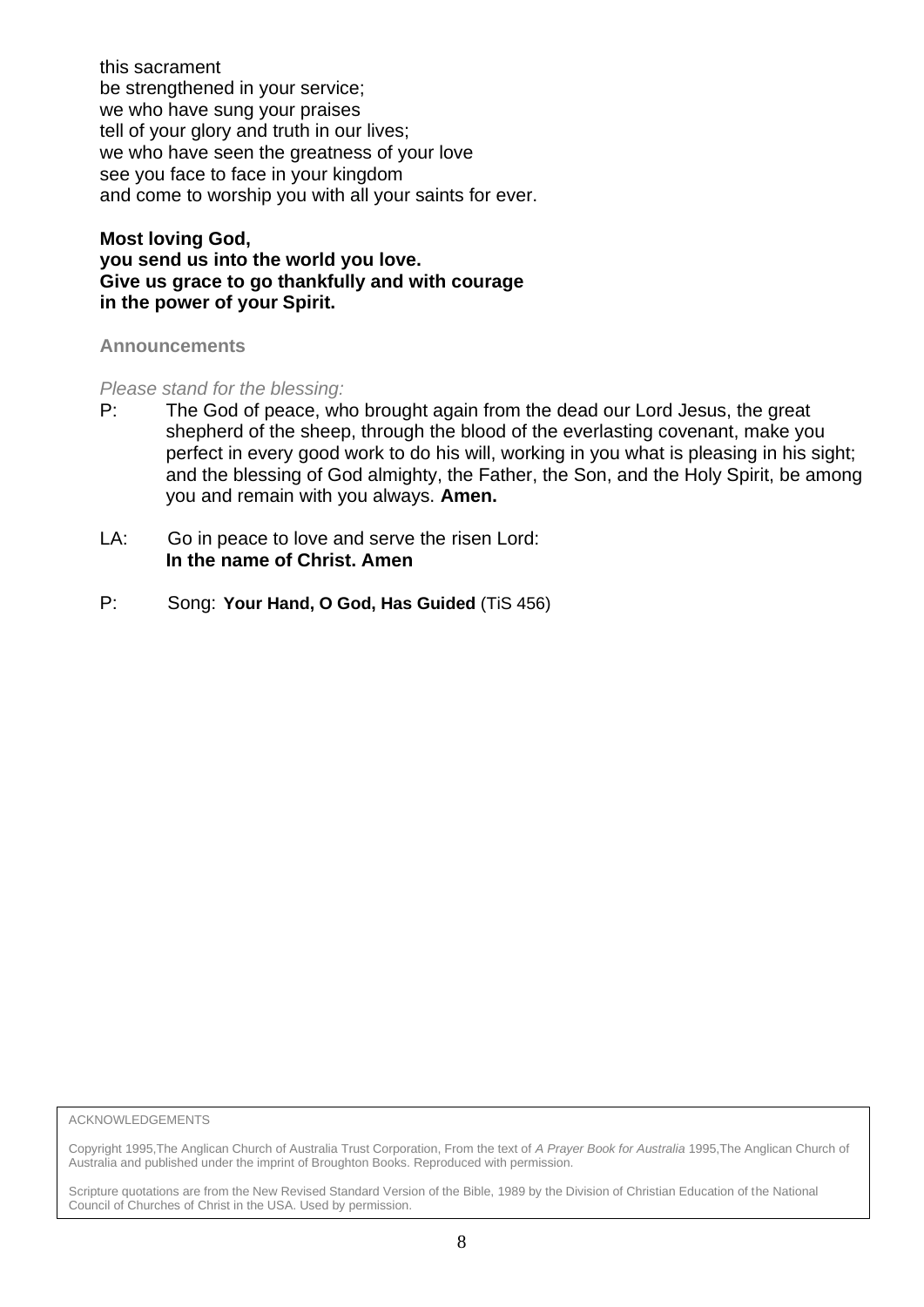this sacrament
be strengthened in your service;
we who have sung your praises
tell of your glory and truth in our lives;
we who have seen the greatness of your love
see you face to face in your kingdom
and come to worship you with all your saints for ever.

**Most loving God,**
**you send us into the world you love.**
**Give us grace to go thankfully and with courage**
**in the power of your Spirit.**

**Announcements**

*Please stand for the blessing:*

P: The God of peace, who brought again from the dead our Lord Jesus, the great shepherd of the sheep, through the blood of the everlasting covenant, make you perfect in every good work to do his will, working in you what is pleasing in his sight; and the blessing of God almighty, the Father, the Son, and the Holy Spirit, be among you and remain with you always. **Amen.**

LA: Go in peace to love and serve the risen Lord:
**In the name of Christ. Amen**

P: Song: **Your Hand, O God, Has Guided** (TiS 456)

ACKNOWLEDGEMENTS

Copyright 1995,The Anglican Church of Australia Trust Corporation, From the text of *A Prayer Book for Australia* 1995,The Anglican Church of Australia and published under the imprint of Broughton Books. Reproduced with permission.

Scripture quotations are from the New Revised Standard Version of the Bible, 1989 by the Division of Christian Education of the National Council of Churches of Christ in the USA. Used by permission.